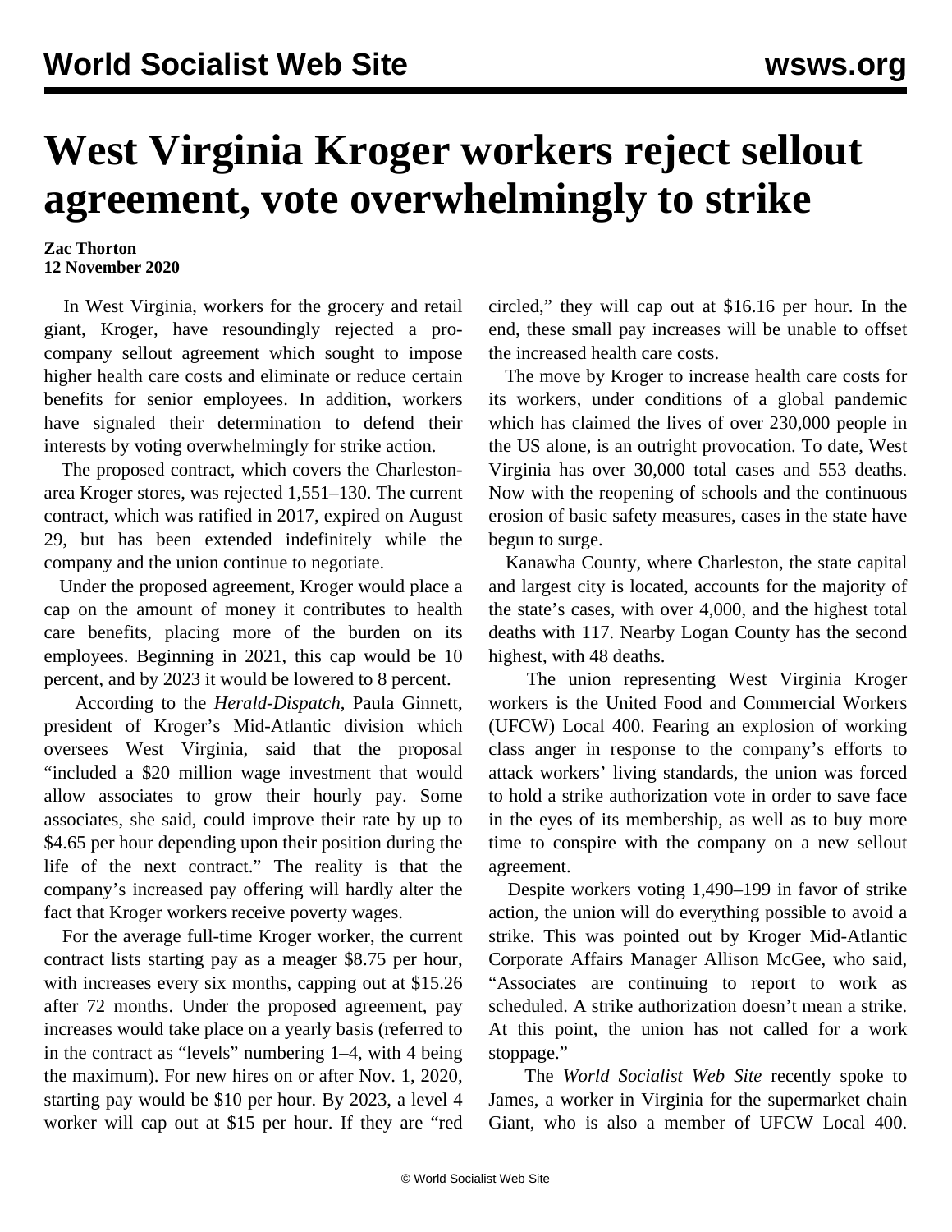# West Virginia Kroger workers reject sellout agreement, vote overwhelmingly to strike

**Zac Thorton**
**12 November 2020**

In West Virginia, workers for the grocery and retail giant, Kroger, have resoundingly rejected a pro-company sellout agreement which sought to impose higher health care costs and eliminate or reduce certain benefits for senior employees. In addition, workers have signaled their determination to defend their interests by voting overwhelmingly for strike action.

The proposed contract, which covers the Charleston-area Kroger stores, was rejected 1,551–130. The current contract, which was ratified in 2017, expired on August 29, but has been extended indefinitely while the company and the union continue to negotiate.

Under the proposed agreement, Kroger would place a cap on the amount of money it contributes to health care benefits, placing more of the burden on its employees. Beginning in 2021, this cap would be 10 percent, and by 2023 it would be lowered to 8 percent.

According to the *Herald-Dispatch*, Paula Ginnett, president of Kroger's Mid-Atlantic division which oversees West Virginia, said that the proposal "included a $20 million wage investment that would allow associates to grow their hourly pay. Some associates, she said, could improve their rate by up to $4.65 per hour depending upon their position during the life of the next contract." The reality is that the company's increased pay offering will hardly alter the fact that Kroger workers receive poverty wages.

For the average full-time Kroger worker, the current contract lists starting pay as a meager $8.75 per hour, with increases every six months, capping out at $15.26 after 72 months. Under the proposed agreement, pay increases would take place on a yearly basis (referred to in the contract as "levels" numbering 1–4, with 4 being the maximum). For new hires on or after Nov. 1, 2020, starting pay would be $10 per hour. By 2023, a level 4 worker will cap out at $15 per hour. If they are "red circled," they will cap out at $16.16 per hour. In the end, these small pay increases will be unable to offset the increased health care costs.

The move by Kroger to increase health care costs for its workers, under conditions of a global pandemic which has claimed the lives of over 230,000 people in the US alone, is an outright provocation. To date, West Virginia has over 30,000 total cases and 553 deaths. Now with the reopening of schools and the continuous erosion of basic safety measures, cases in the state have begun to surge.

Kanawha County, where Charleston, the state capital and largest city is located, accounts for the majority of the state's cases, with over 4,000, and the highest total deaths with 117. Nearby Logan County has the second highest, with 48 deaths.

The union representing West Virginia Kroger workers is the United Food and Commercial Workers (UFCW) Local 400. Fearing an explosion of working class anger in response to the company's efforts to attack workers' living standards, the union was forced to hold a strike authorization vote in order to save face in the eyes of its membership, as well as to buy more time to conspire with the company on a new sellout agreement.

Despite workers voting 1,490–199 in favor of strike action, the union will do everything possible to avoid a strike. This was pointed out by Kroger Mid-Atlantic Corporate Affairs Manager Allison McGee, who said, "Associates are continuing to report to work as scheduled. A strike authorization doesn't mean a strike. At this point, the union has not called for a work stoppage."

The *World Socialist Web Site* recently spoke to James, a worker in Virginia for the supermarket chain Giant, who is also a member of UFCW Local 400.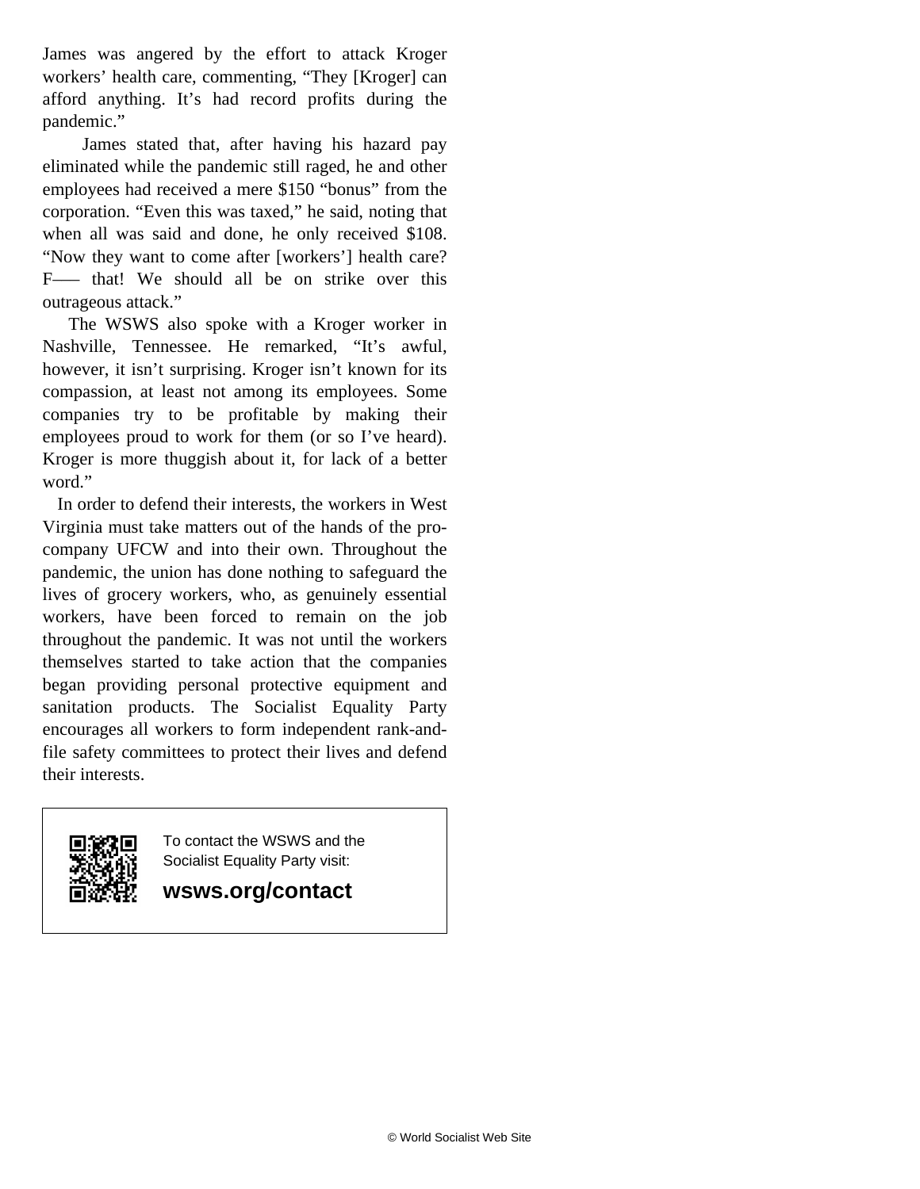James was angered by the effort to attack Kroger workers' health care, commenting, "They [Kroger] can afford anything. It's had record profits during the pandemic."

James stated that, after having his hazard pay eliminated while the pandemic still raged, he and other employees had received a mere $150 "bonus" from the corporation. "Even this was taxed," he said, noting that when all was said and done, he only received $108. "Now they want to come after [workers'] health care? F—– that! We should all be on strike over this outrageous attack."

The WSWS also spoke with a Kroger worker in Nashville, Tennessee. He remarked, "It's awful, however, it isn't surprising. Kroger isn't known for its compassion, at least not among its employees. Some companies try to be profitable by making their employees proud to work for them (or so I've heard). Kroger is more thuggish about it, for lack of a better word."

In order to defend their interests, the workers in West Virginia must take matters out of the hands of the pro-company UFCW and into their own. Throughout the pandemic, the union has done nothing to safeguard the lives of grocery workers, who, as genuinely essential workers, have been forced to remain on the job throughout the pandemic. It was not until the workers themselves started to take action that the companies began providing personal protective equipment and sanitation products. The Socialist Equality Party encourages all workers to form independent rank-and-file safety committees to protect their lives and defend their interests.

To contact the WSWS and the Socialist Equality Party visit:

**wsws.org/contact**

© World Socialist Web Site